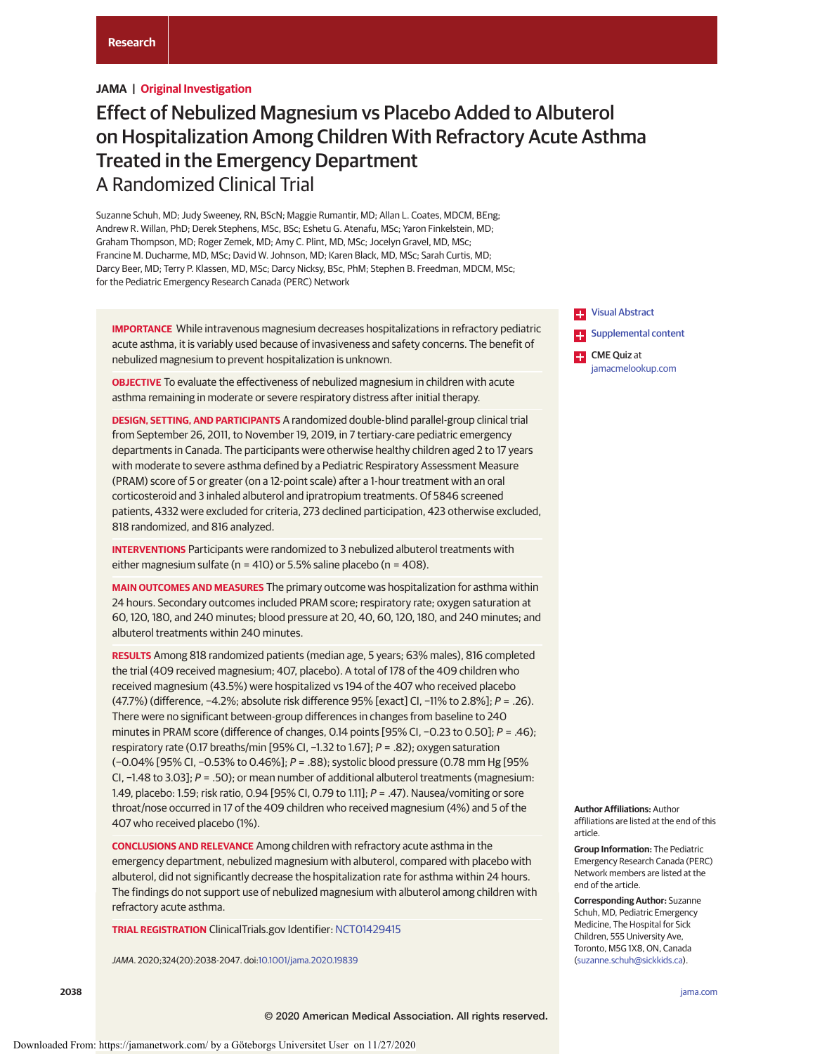Research

**JAMA | Original Investigation**

# Effect of Nebulized Magnesium vs Placebo Added to Albuterol on Hospitalization Among Children With Refractory Acute Asthma Treated in the Emergency Department

## A Randomized Clinical Trial

Suzanne Schuh, MD; Judy Sweeney, RN, BScN; Maggie Rumantir, MD; Allan L. Coates, MDCM, BEng; Andrew R. Willan, PhD; Derek Stephens, MSc, BSc; Eshetu G. Atenafu, MSc; Yaron Finkelstein, MD; Graham Thompson, MD; Roger Zemek, MD; Amy C. Plint, MD, MSc; Jocelyn Gravel, MD, MSc; Francine M. Ducharme, MD, MSc; David W. Johnson, MD; Karen Black, MD, MSc; Sarah Curtis, MD; Darcy Beer, MD; Terry P. Klassen, MD, MSc; Darcy Nicksy, BSc, PhM; Stephen B. Freedman, MDCM, MSc; for the Pediatric Emergency Research Canada (PERC) Network

**IMPORTANCE** While intravenous magnesium decreases hospitalizations in refractory pediatric acute asthma, it is variably used because of invasiveness and safety concerns. The benefit of nebulized magnesium to prevent hospitalization is unknown.

**OBJECTIVE** To evaluate the effectiveness of nebulized magnesium in children with acute asthma remaining in moderate or severe respiratory distress after initial therapy.

**DESIGN, SETTING, AND PARTICIPANTS** A randomized double-blind parallel-group clinical trial from September 26, 2011, to November 19, 2019, in 7 tertiary-care pediatric emergency departments in Canada. The participants were otherwise healthy children aged 2 to 17 years with moderate to severe asthma defined by a Pediatric Respiratory Assessment Measure (PRAM) score of 5 or greater (on a 12-point scale) after a 1-hour treatment with an oral corticosteroid and 3 inhaled albuterol and ipratropium treatments. Of 5846 screened patients, 4332 were excluded for criteria, 273 declined participation, 423 otherwise excluded, 818 randomized, and 816 analyzed.

**INTERVENTIONS** Participants were randomized to 3 nebulized albuterol treatments with either magnesium sulfate (n = 410) or 5.5% saline placebo (n = 408).

**MAIN OUTCOMES AND MEASURES** The primary outcome was hospitalization for asthma within 24 hours. Secondary outcomes included PRAM score; respiratory rate; oxygen saturation at 60, 120, 180, and 240 minutes; blood pressure at 20, 40, 60, 120, 180, and 240 minutes; and albuterol treatments within 240 minutes.

**RESULTS** Among 818 randomized patients (median age, 5 years; 63% males), 816 completed the trial (409 received magnesium; 407, placebo). A total of 178 of the 409 children who received magnesium (43.5%) were hospitalized vs 194 of the 407 who received placebo (47.7%) (difference, −4.2%; absolute risk difference 95% [exact] CI, −11% to 2.8%]; *P* = .26). There were no significant between-group differences in changes from baseline to 240 minutes in PRAM score (difference of changes, 0.14 points [95% CI, −0.23 to 0.50]; *P* = .46); respiratory rate (0.17 breaths/min [95% CI, −1.32 to 1.67]; *P* = .82); oxygen saturation (−0.04% [95% CI, −0.53% to 0.46%]; *P* = .88); systolic blood pressure (0.78 mm Hg [95% CI, −1.48 to 3.03]; *P* = .50); or mean number of additional albuterol treatments (magnesium: 1.49, placebo: 1.59; risk ratio, 0.94 [95% CI, 0.79 to 1.11]; *P* = .47). Nausea/vomiting or sore throat/nose occurred in 17 of the 409 children who received magnesium (4%) and 5 of the 407 who received placebo (1%).

**CONCLUSIONS AND RELEVANCE** Among children with refractory acute asthma in the emergency department, nebulized magnesium with albuterol, compared with placebo with albuterol, did not significantly decrease the hospitalization rate for asthma within 24 hours. The findings do not support use of nebulized magnesium with albuterol among children with refractory acute asthma.

**TRIAL REGISTRATION** ClinicalTrials.gov Identifier: NCT01429415

*JAMA*. 2020;324(20):2038-2047. doi:10.1001/jama.2020.19839

Visual Abstract

Supplemental content

CME Quiz at jamacmelookup.com

**Author Affiliations:** Author affiliations are listed at the end of this article.

**Group Information:** The Pediatric Emergency Research Canada (PERC) Network members are listed at the end of the article.

**Corresponding Author:** Suzanne Schuh, MD, Pediatric Emergency Medicine, The Hospital for Sick Children, 555 University Ave, Toronto, M5G 1X8, ON, Canada (suzanne.schuh@sickkids.ca).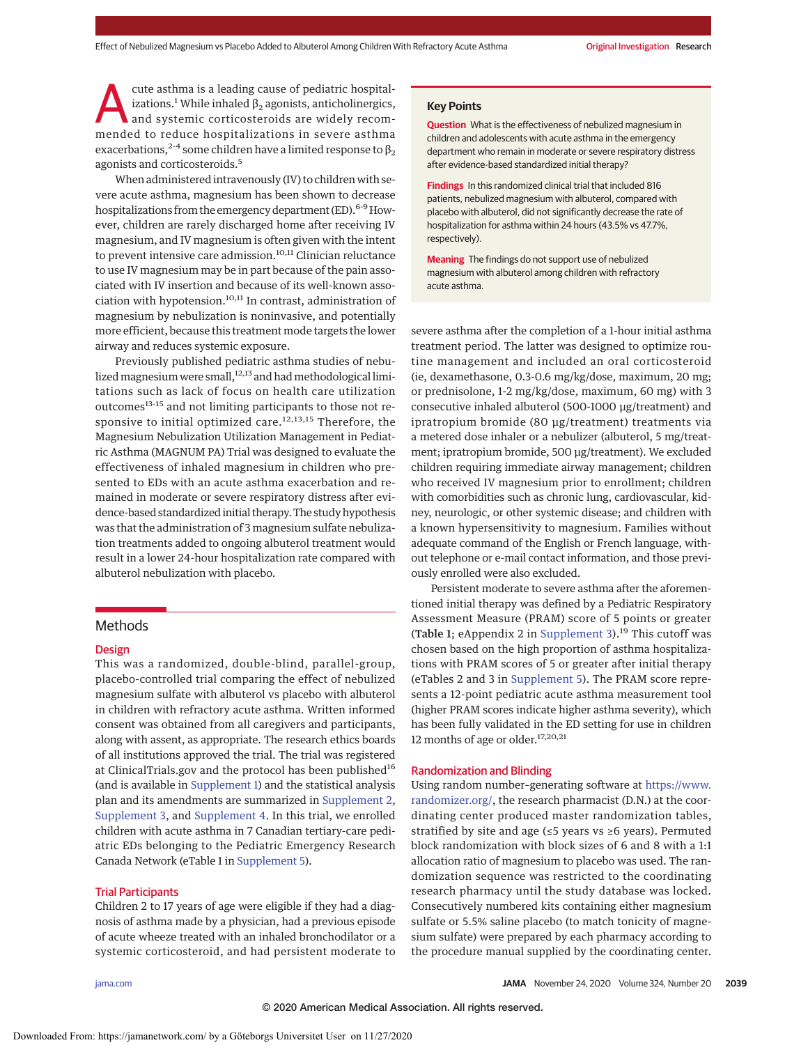Acute asthma is a leading cause of pediatric hospitalizations.[1] While inhaled $\beta_2$ agonists, anticholinergics, and systemic corticosteroids are widely recommended to reduce hospitalizations in severe asthma exacerbations,[2-4] some children have a limited response to $\beta_2$ agonists and corticosteroids.[5]

When administered intravenously (IV) to children with severe acute asthma, magnesium has been shown to decrease hospitalizations from the emergency department (ED).[6-9] However, children are rarely discharged home after receiving IV magnesium, and IV magnesium is often given with the intent to prevent intensive care admission.[10,11] Clinician reluctance to use IV magnesium may be in part because of the pain associated with IV insertion and because of its well-known association with hypotension.[10,11] In contrast, administration of magnesium by nebulization is noninvasive, and potentially more efficient, because this treatment mode targets the lower airway and reduces systemic exposure.

Previously published pediatric asthma studies of nebulized magnesium were small,[12,13] and had methodological limitations such as lack of focus on health care utilization outcomes[13-15] and not limiting participants to those not responsive to initial optimized care.[12,13,15] Therefore, the Magnesium Nebulization Utilization Management in Pediatric Asthma (MAGNUM PA) Trial was designed to evaluate the effectiveness of inhaled magnesium in children who presented to EDs with an acute asthma exacerbation and remained in moderate or severe respiratory distress after evidence-based standardized initial therapy. The study hypothesis was that the administration of 3 magnesium sulfate nebulization treatments added to ongoing albuterol treatment would result in a lower 24-hour hospitalization rate compared with albuterol nebulization with placebo.

## Key Points

**Question** What is the effectiveness of nebulized magnesium in children and adolescents with acute asthma in the emergency department who remain in moderate or severe respiratory distress after evidence-based standardized initial therapy?

**Findings** In this randomized clinical trial that included 816 patients, nebulized magnesium with albuterol, compared with placebo with albuterol, did not significantly decrease the rate of hospitalization for asthma within 24 hours (43.5% vs 47.7%, respectively).

**Meaning** The findings do not support use of nebulized magnesium with albuterol among children with refractory acute asthma.

## Methods

### Design

This was a randomized, double-blind, parallel-group, placebo-controlled trial comparing the effect of nebulized magnesium sulfate with albuterol vs placebo with albuterol in children with refractory acute asthma. Written informed consent was obtained from all caregivers and participants, along with assent, as appropriate. The research ethics boards of all institutions approved the trial. The trial was registered at ClinicalTrials.gov and the protocol has been published[16] (and is available in Supplement 1) and the statistical analysis plan and its amendments are summarized in Supplement 2, Supplement 3, and Supplement 4. In this trial, we enrolled children with acute asthma in 7 Canadian tertiary-care pediatric EDs belonging to the Pediatric Emergency Research Canada Network (eTable 1 in Supplement 5).

### Trial Participants

Children 2 to 17 years of age were eligible if they had a diagnosis of asthma made by a physician, had a previous episode of acute wheeze treated with an inhaled bronchodilator or a systemic corticosteroid, and had persistent moderate to severe asthma after the completion of a 1-hour initial asthma treatment period. The latter was designed to optimize routine management and included an oral corticosteroid (ie, dexamethasone, 0.3-0.6 mg/kg/dose, maximum, 20 mg; or prednisolone, 1-2 mg/kg/dose, maximum, 60 mg) with 3 consecutive inhaled albuterol (500-1000 μg/treatment) and ipratropium bromide (80 μg/treatment) treatments via a metered dose inhaler or a nebulizer (albuterol, 5 mg/treatment; ipratropium bromide, 500 μg/treatment). We excluded children requiring immediate airway management; children who received IV magnesium prior to enrollment; children with comorbidities such as chronic lung, cardiovascular, kidney, neurologic, or other systemic disease; and children with a known hypersensitivity to magnesium. Families without adequate command of the English or French language, without telephone or e-mail contact information, and those previously enrolled were also excluded.

Persistent moderate to severe asthma after the aforementioned initial therapy was defined by a Pediatric Respiratory Assessment Measure (PRAM) score of 5 points or greater (**Table 1**; eAppendix 2 in Supplement 3).[19] This cutoff was chosen based on the high proportion of asthma hospitalizations with PRAM scores of 5 or greater after initial therapy (eTables 2 and 3 in Supplement 5). The PRAM score represents a 12-point pediatric acute asthma measurement tool (higher PRAM scores indicate higher asthma severity), which has been fully validated in the ED setting for use in children 12 months of age or older.[17,20,21]

### Randomization and Blinding

Using random number-generating software at https://www.randomizer.org/, the research pharmacist (D.N.) at the coordinating center produced master randomization tables, stratified by site and age (≤5 years vs ≥6 years). Permuted block randomization with block sizes of 6 and 8 with a 1:1 allocation ratio of magnesium to placebo was used. The randomization sequence was restricted to the coordinating research pharmacy until the study database was locked. Consecutively numbered kits containing either magnesium sulfate or 5.5% saline placebo (to match tonicity of magnesium sulfate) were prepared by each pharmacy according to the procedure manual supplied by the coordinating center.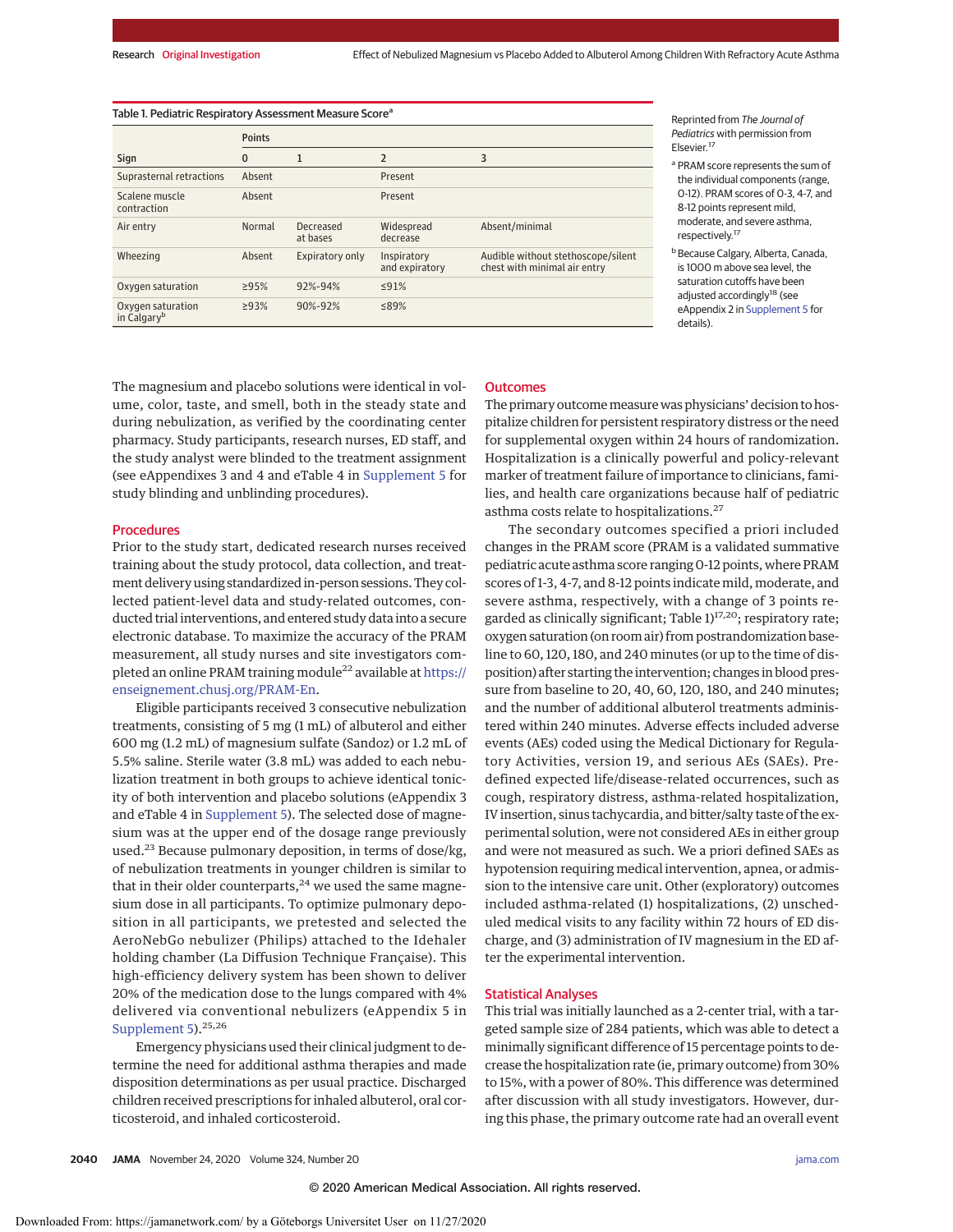Table 1. Pediatric Respiratory Assessment Measure Score[a]

| Sign | Points 0 | 1 | 2 | 3 |
|---|---|---|---|---|
| Suprasternal retractions | Absent | | Present | |
| Scalene muscle contraction | Absent | | Present | |
| Air entry | Normal | Decreased at bases | Widespread decrease | Absent/minimal |
| Wheezing | Absent | Expiratory only | Inspiratory and expiratory | Audible without stethoscope/silent chest with minimal air entry |
| Oxygen saturation | ≥95% | 92%-94% | ≤91% | |
| Oxygen saturation in Calgary[b] | ≥93% | 90%-92% | ≤89% | |

Reprinted from *The Journal of Pediatrics* with permission from Elsevier.[17]

[a] PRAM score represents the sum of the individual components (range, 0-12). PRAM scores of 0-3, 4-7, and 8-12 points represent mild, moderate, and severe asthma, respectively.[17]

[b] Because Calgary, Alberta, Canada, is 1000 m above sea level, the saturation cutoffs have been adjusted accordingly[18] (see eAppendix 2 in Supplement 5 for details).

The magnesium and placebo solutions were identical in volume, color, taste, and smell, both in the steady state and during nebulization, as verified by the coordinating center pharmacy. Study participants, research nurses, ED staff, and the study analyst were blinded to the treatment assignment (see eAppendixes 3 and 4 and eTable 4 in Supplement 5 for study blinding and unblinding procedures).

## Procedures

Prior to the study start, dedicated research nurses received training about the study protocol, data collection, and treatment delivery using standardized in-person sessions. They collected patient-level data and study-related outcomes, conducted trial interventions, and entered study data into a secure electronic database. To maximize the accuracy of the PRAM measurement, all study nurses and site investigators completed an online PRAM training module[22] available at https://enseignement.chusj.org/PRAM-En.

Eligible participants received 3 consecutive nebulization treatments, consisting of 5 mg (1 mL) of albuterol and either 600 mg (1.2 mL) of magnesium sulfate (Sandoz) or 1.2 mL of 5.5% saline. Sterile water (3.8 mL) was added to each nebulization treatment in both groups to achieve identical tonicity of both intervention and placebo solutions (eAppendix 3 and eTable 4 in Supplement 5). The selected dose of magnesium was at the upper end of the dosage range previously used.[23] Because pulmonary deposition, in terms of dose/kg, of nebulization treatments in younger children is similar to that in their older counterparts,[24] we used the same magnesium dose in all participants. To optimize pulmonary deposition in all participants, we pretested and selected the AeroNebGo nebulizer (Philips) attached to the Idehaler holding chamber (La Diffusion Technique Française). This high-efficiency delivery system has been shown to deliver 20% of the medication dose to the lungs compared with 4% delivered via conventional nebulizers (eAppendix 5 in Supplement 5).[25,26]

Emergency physicians used their clinical judgment to determine the need for additional asthma therapies and made disposition determinations as per usual practice. Discharged children received prescriptions for inhaled albuterol, oral corticosteroid, and inhaled corticosteroid.

## Outcomes

The primary outcome measure was physicians' decision to hospitalize children for persistent respiratory distress or the need for supplemental oxygen within 24 hours of randomization. Hospitalization is a clinically powerful and policy-relevant marker of treatment failure of importance to clinicians, families, and health care organizations because half of pediatric asthma costs relate to hospitalizations.[27]

The secondary outcomes specified a priori included changes in the PRAM score (PRAM is a validated summative pediatric acute asthma score ranging 0-12 points, where PRAM scores of 1-3, 4-7, and 8-12 points indicate mild, moderate, and severe asthma, respectively, with a change of 3 points regarded as clinically significant; Table 1)[17,20]; respiratory rate; oxygen saturation (on room air) from postrandomization baseline to 60, 120, 180, and 240 minutes (or up to the time of disposition) after starting the intervention; changes in blood pressure from baseline to 20, 40, 60, 120, 180, and 240 minutes; and the number of additional albuterol treatments administered within 240 minutes. Adverse effects included adverse events (AEs) coded using the Medical Dictionary for Regulatory Activities, version 19, and serious AEs (SAEs). Predefined expected life/disease-related occurrences, such as cough, respiratory distress, asthma-related hospitalization, IV insertion, sinus tachycardia, and bitter/salty taste of the experimental solution, were not considered AEs in either group and were not measured as such. We a priori defined SAEs as hypotension requiring medical intervention, apnea, or admission to the intensive care unit. Other (exploratory) outcomes included asthma-related (1) hospitalizations, (2) unscheduled medical visits to any facility within 72 hours of ED discharge, and (3) administration of IV magnesium in the ED after the experimental intervention.

## Statistical Analyses

This trial was initially launched as a 2-center trial, with a targeted sample size of 284 patients, which was able to detect a minimally significant difference of 15 percentage points to decrease the hospitalization rate (ie, primary outcome) from 30% to 15%, with a power of 80%. This difference was determined after discussion with all study investigators. However, during this phase, the primary outcome rate had an overall event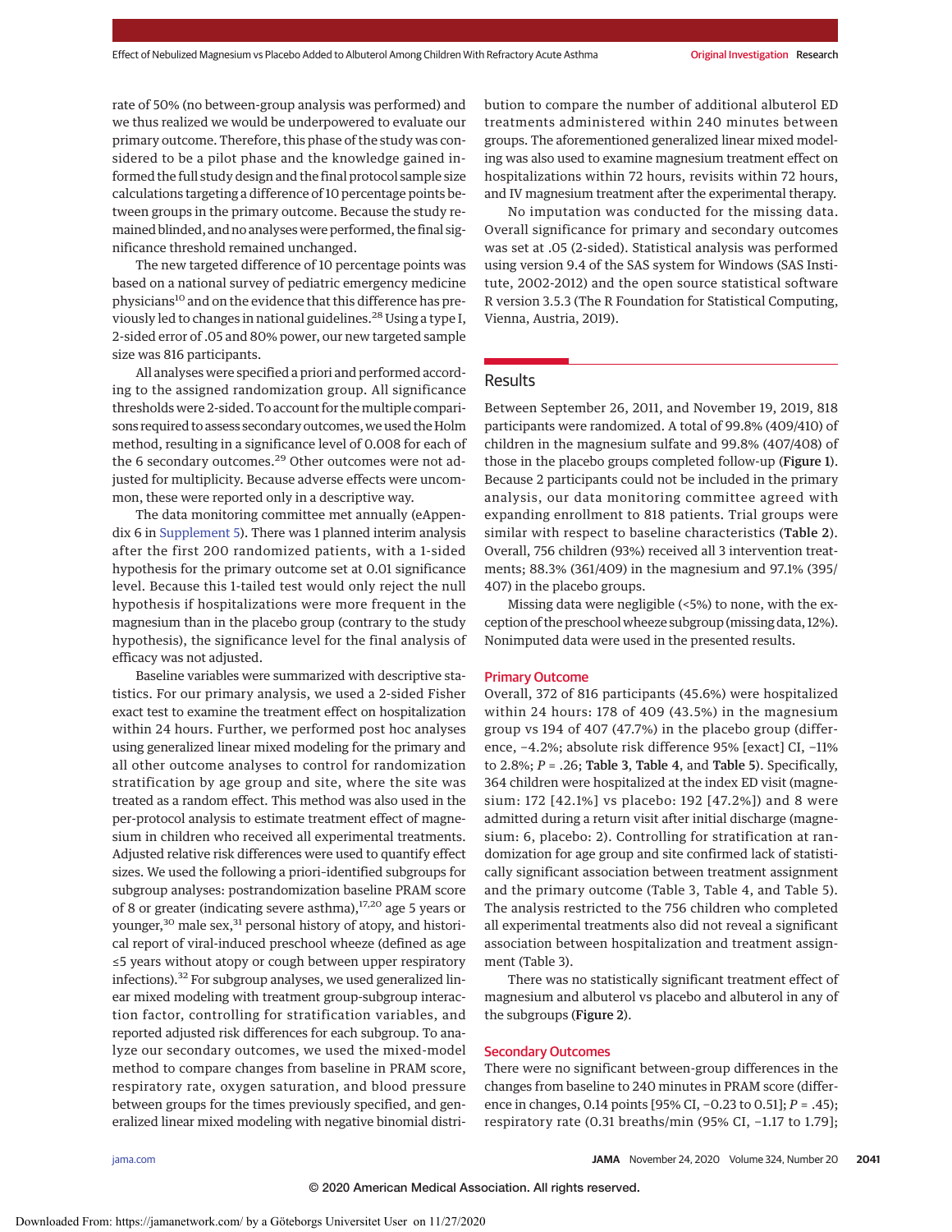rate of 50% (no between-group analysis was performed) and we thus realized we would be underpowered to evaluate our primary outcome. Therefore, this phase of the study was considered to be a pilot phase and the knowledge gained informed the full study design and the final protocol sample size calculations targeting a difference of 10 percentage points between groups in the primary outcome. Because the study remained blinded, and no analyses were performed, the final significance threshold remained unchanged.

The new targeted difference of 10 percentage points was based on a national survey of pediatric emergency medicine physicians[10] and on the evidence that this difference has previously led to changes in national guidelines.[28] Using a type I, 2-sided error of .05 and 80% power, our new targeted sample size was 816 participants.

All analyses were specified a priori and performed according to the assigned randomization group. All significance thresholds were 2-sided. To account for the multiple comparisons required to assess secondary outcomes, we used the Holm method, resulting in a significance level of 0.008 for each of the 6 secondary outcomes.[29] Other outcomes were not adjusted for multiplicity. Because adverse effects were uncommon, these were reported only in a descriptive way.

The data monitoring committee met annually (eAppendix 6 in Supplement 5). There was 1 planned interim analysis after the first 200 randomized patients, with a 1-sided hypothesis for the primary outcome set at 0.01 significance level. Because this 1-tailed test would only reject the null hypothesis if hospitalizations were more frequent in the magnesium than in the placebo group (contrary to the study hypothesis), the significance level for the final analysis of efficacy was not adjusted.

Baseline variables were summarized with descriptive statistics. For our primary analysis, we used a 2-sided Fisher exact test to examine the treatment effect on hospitalization within 24 hours. Further, we performed post hoc analyses using generalized linear mixed modeling for the primary and all other outcome analyses to control for randomization stratification by age group and site, where the site was treated as a random effect. This method was also used in the per-protocol analysis to estimate treatment effect of magnesium in children who received all experimental treatments. Adjusted relative risk differences were used to quantify effect sizes. We used the following a priori–identified subgroups for subgroup analyses: postrandomization baseline PRAM score of 8 or greater (indicating severe asthma),[17,20] age 5 years or younger,[30] male sex,[31] personal history of atopy, and historical report of viral-induced preschool wheeze (defined as age ≤5 years without atopy or cough between upper respiratory infections).[32] For subgroup analyses, we used generalized linear mixed modeling with treatment group-subgroup interaction factor, controlling for stratification variables, and reported adjusted risk differences for each subgroup. To analyze our secondary outcomes, we used the mixed-model method to compare changes from baseline in PRAM score, respiratory rate, oxygen saturation, and blood pressure between groups for the times previously specified, and generalized linear mixed modeling with negative binomial distribution to compare the number of additional albuterol ED treatments administered within 240 minutes between groups. The aforementioned generalized linear mixed modeling was also used to examine magnesium treatment effect on hospitalizations within 72 hours, revisits within 72 hours, and IV magnesium treatment after the experimental therapy.

No imputation was conducted for the missing data. Overall significance for primary and secondary outcomes was set at .05 (2-sided). Statistical analysis was performed using version 9.4 of the SAS system for Windows (SAS Institute, 2002-2012) and the open source statistical software R version 3.5.3 (The R Foundation for Statistical Computing, Vienna, Austria, 2019).

## Results

Between September 26, 2011, and November 19, 2019, 818 participants were randomized. A total of 99.8% (409/410) of children in the magnesium sulfate and 99.8% (407/408) of those in the placebo groups completed follow-up (Figure 1). Because 2 participants could not be included in the primary analysis, our data monitoring committee agreed with expanding enrollment to 818 patients. Trial groups were similar with respect to baseline characteristics (Table 2). Overall, 756 children (93%) received all 3 intervention treatments; 88.3% (361/409) in the magnesium and 97.1% (395/407) in the placebo groups.

Missing data were negligible (<5%) to none, with the exception of the preschool wheeze subgroup (missing data, 12%). Nonimputed data were used in the presented results.

### Primary Outcome

Overall, 372 of 816 participants (45.6%) were hospitalized within 24 hours: 178 of 409 (43.5%) in the magnesium group vs 194 of 407 (47.7%) in the placebo group (difference, −4.2%; absolute risk difference 95% [exact] CI, −11% to 2.8%; $P = .26$; **Table 3**, **Table 4**, and **Table 5**). Specifically, 364 children were hospitalized at the index ED visit (magnesium: 172 [42.1%] vs placebo: 192 [47.2%]) and 8 were admitted during a return visit after initial discharge (magnesium: 6, placebo: 2). Controlling for stratification at randomization for age group and site confirmed lack of statistically significant association between treatment assignment and the primary outcome (Table 3, Table 4, and Table 5). The analysis restricted to the 756 children who completed all experimental treatments also did not reveal a significant association between hospitalization and treatment assignment (Table 3).

There was no statistically significant treatment effect of magnesium and albuterol vs placebo and albuterol in any of the subgroups (Figure 2).

### Secondary Outcomes

There were no significant between-group differences in the changes from baseline to 240 minutes in PRAM score (difference in changes, 0.14 points [95% CI, −0.23 to 0.51]; $P = .45$); respiratory rate (0.31 breaths/min (95% CI, −1.17 to 1.79];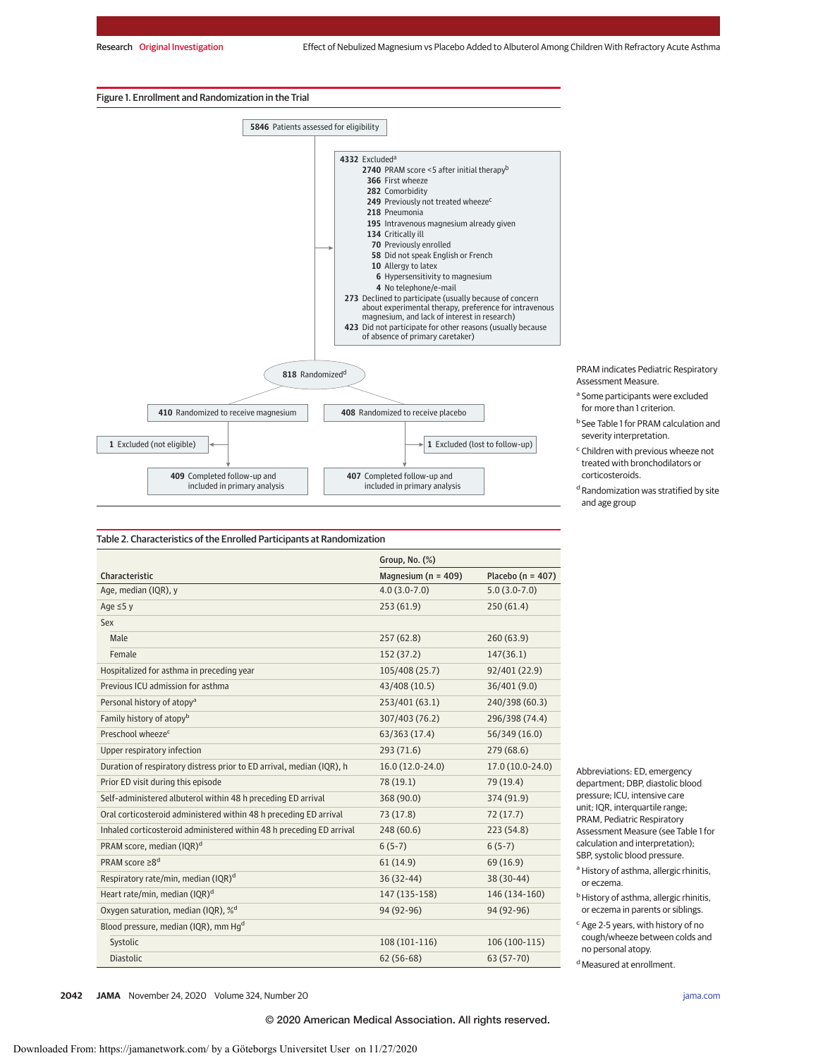## Figure 1. Enrollment and Randomization in the Trial

5846 Patients assessed for eligibility

4332 Excluded[a]
- 2740 PRAM score <5 after initial therapy[b]
- 366 First wheeze
- 282 Comorbidity
- 249 Previously not treated wheeze[c]
- 218 Pneumonia
- 195 Intravenous magnesium already given
- 134 Critically ill
- 70 Previously enrolled
- 58 Did not speak English or French
- 10 Allergy to latex
- 6 Hypersensitivity to magnesium
- 4 No telephone/e-mail

273 Declined to participate (usually because of concern about experimental therapy, preference for intravenous magnesium, and lack of interest in research)

423 Did not participate for other reasons (usually because of absence of primary caretaker)

818 Randomized[d]

410 Randomized to receive magnesium
- 1 Excluded (not eligible)
- 409 Completed follow-up and included in primary analysis

408 Randomized to receive placebo
- 1 Excluded (lost to follow-up)
- 407 Completed follow-up and included in primary analysis

PRAM indicates Pediatric Respiratory Assessment Measure.

[a] Some participants were excluded for more than 1 criterion.

[b] See Table 1 for PRAM calculation and severity interpretation.

[c] Children with previous wheeze not treated with bronchodilators or corticosteroids.

[d] Randomization was stratified by site and age group

## Table 2. Characteristics of the Enrolled Participants at Randomization

| Characteristic | Group, No. (%) Magnesium (n = 409) | Placebo (n = 407) |
|---|---|---|
| Age, median (IQR), y | 4.0 (3.0-7.0) | 5.0 (3.0-7.0) |
| Age ≤5 y | 253 (61.9) | 250 (61.4) |
| Sex | | |
| Male | 257 (62.8) | 260 (63.9) |
| Female | 152 (37.2) | 147(36.1) |
| Hospitalized for asthma in preceding year | 105/408 (25.7) | 92/401 (22.9) |
| Previous ICU admission for asthma | 43/408 (10.5) | 36/401 (9.0) |
| Personal history of atopy[a] | 253/401 (63.1) | 240/398 (60.3) |
| Family history of atopy[b] | 307/403 (76.2) | 296/398 (74.4) |
| Preschool wheeze[c] | 63/363 (17.4) | 56/349 (16.0) |
| Upper respiratory infection | 293 (71.6) | 279 (68.6) |
| Duration of respiratory distress prior to ED arrival, median (IQR), h | 16.0 (12.0-24.0) | 17.0 (10.0-24.0) |
| Prior ED visit during this episode | 78 (19.1) | 79 (19.4) |
| Self-administered albuterol within 48 h preceding ED arrival | 368 (90.0) | 374 (91.9) |
| Oral corticosteroid administered within 48 h preceding ED arrival | 73 (17.8) | 72 (17.7) |
| Inhaled corticosteroid administered within 48 h preceding ED arrival | 248 (60.6) | 223 (54.8) |
| PRAM score, median (IQR)[d] | 6 (5-7) | 6 (5-7) |
| PRAM score ≥8[d] | 61 (14.9) | 69 (16.9) |
| Respiratory rate/min, median (IQR)[d] | 36 (32-44) | 38 (30-44) |
| Heart rate/min, median (IQR)[d] | 147 (135-158) | 146 (134-160) |
| Oxygen saturation, median (IQR), %[d] | 94 (92-96) | 94 (92-96) |
| Blood pressure, median (IQR), mm Hg[d] | | |
| Systolic | 108 (101-116) | 106 (100-115) |
| Diastolic | 62 (56-68) | 63 (57-70) |

Abbreviations: ED, emergency department; DBP, diastolic blood pressure; ICU, intensive care unit; IQR, interquartile range; PRAM, Pediatric Respiratory Assessment Measure (see Table 1 for calculation and interpretation); SBP, systolic blood pressure.

[a] History of asthma, allergic rhinitis, or eczema.

[b] History of asthma, allergic rhinitis, or eczema in parents or siblings.

[c] Age 2-5 years, with history of no cough/wheeze between colds and no personal atopy.

[d] Measured at enrollment.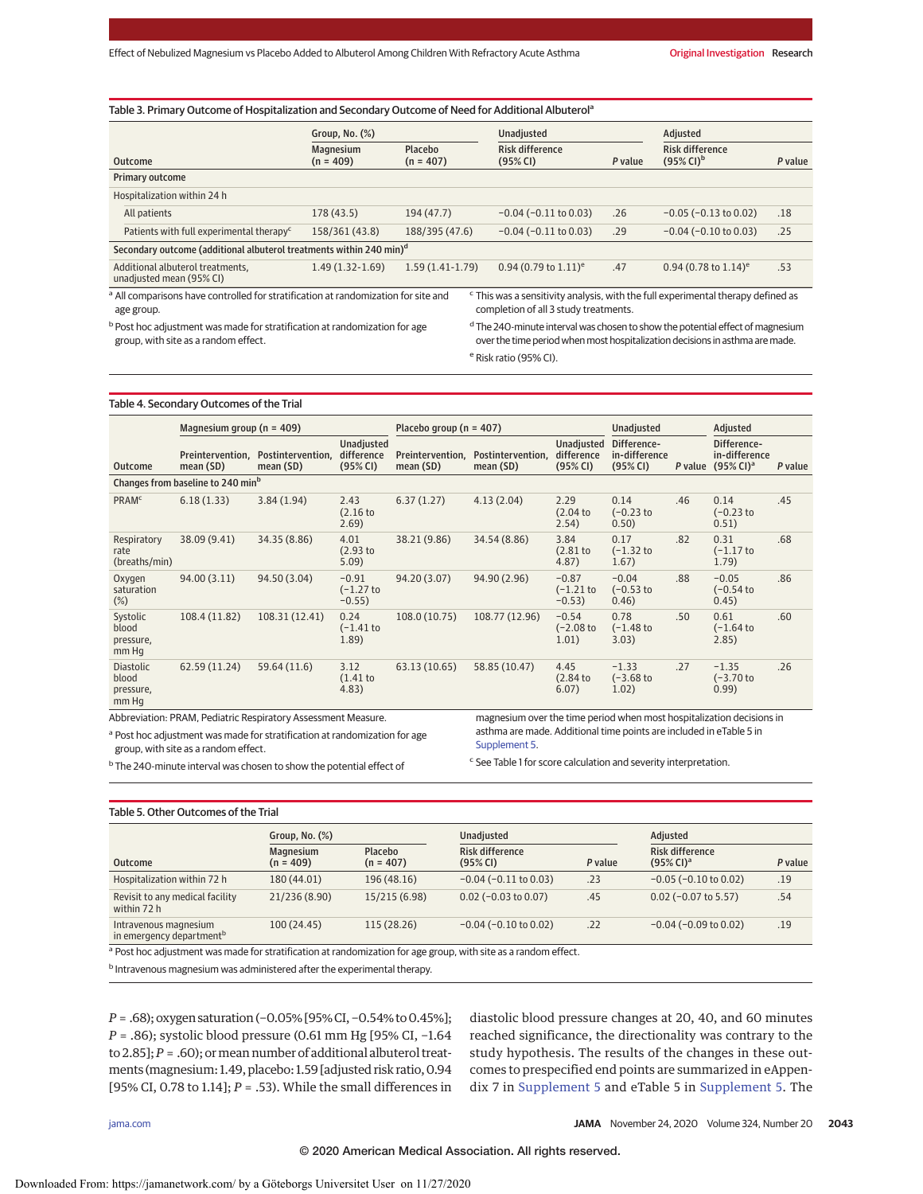Table 3. Primary Outcome of Hospitalization and Secondary Outcome of Need for Additional Albuterol[a]

| Outcome | Group, No. (%) | | Unadjusted | | Adjusted | |
|---|---|---|---|---|---|---|
| | Magnesium (n = 409) | Placebo (n = 407) | Risk difference (95% CI) | P value | Risk difference (95% CI)[b] | P value |
| **Primary outcome** | | | | | | |
| Hospitalization within 24 h | | | | | | |
| All patients | 178 (43.5) | 194 (47.7) | −0.04 (−0.11 to 0.03) | .26 | −0.05 (−0.13 to 0.02) | .18 |
| Patients with full experimental therapy[c] | 158/361 (43.8) | 188/395 (47.6) | −0.04 (−0.11 to 0.03) | .29 | −0.04 (−0.10 to 0.03) | .25 |
| **Secondary outcome (additional albuterol treatments within 240 min)[d]** | | | | | | |
| Additional albuterol treatments, unadjusted mean (95% CI) | 1.49 (1.32-1.69) | 1.59 (1.41-1.79) | 0.94 (0.79 to 1.11)[e] | .47 | 0.94 (0.78 to 1.14)[e] | .53 |

[a] All comparisons have controlled for stratification at randomization for site and age group.

[b] Post hoc adjustment was made for stratification at randomization for age group, with site as a random effect.

[c] This was a sensitivity analysis, with the full experimental therapy defined as completion of all 3 study treatments.

[d] The 240-minute interval was chosen to show the potential effect of magnesium over the time period when most hospitalization decisions in asthma are made.

[e] Risk ratio (95% CI).

Table 4. Secondary Outcomes of the Trial

| Outcome | Magnesium group (n = 409) | | | Placebo group (n = 407) | | | Unadjusted | | Adjusted | |
|---|---|---|---|---|---|---|---|---|---|---|
| | Preintervention, mean (SD) | Postintervention, mean (SD) | Unadjusted difference (95% CI) | Preintervention, mean (SD) | Postintervention, mean (SD) | Unadjusted difference (95% CI) | Difference-in-difference (95% CI) | P value | Difference-in-difference (95% CI)[a] | P value |
| **Changes from baseline to 240 min[b]** | | | | | | | | | | |
| PRAM[c] | 6.18 (1.33) | 3.84 (1.94) | 2.43 (2.16 to 2.69) | 6.37 (1.27) | 4.13 (2.04) | 2.29 (2.04 to 2.54) | 0.14 (−0.23 to 0.50) | .46 | 0.14 (−0.23 to 0.51) | .45 |
| Respiratory rate (breaths/min) | 38.09 (9.41) | 34.35 (8.86) | 4.01 (2.93 to 5.09) | 38.21 (9.86) | 34.54 (8.86) | 3.84 (2.81 to 4.87) | 0.17 (−1.32 to 1.67) | .82 | 0.31 (−1.17 to 1.79) | .68 |
| Oxygen saturation (%) | 94.00 (3.11) | 94.50 (3.04) | −0.91 (−1.27 to −0.55) | 94.20 (3.07) | 94.90 (2.96) | −0.87 (−1.21 to −0.53) | −0.04 (−0.53 to 0.46) | .88 | −0.05 (−0.54 to 0.45) | .86 |
| Systolic blood pressure, mm Hg | 108.4 (11.82) | 108.31 (12.41) | 0.24 (−1.41 to 1.89) | 108.0 (10.75) | 108.77 (12.96) | −0.54 (−2.08 to 1.01) | 0.78 (−1.48 to 3.03) | .50 | 0.61 (−1.64 to 2.85) | .60 |
| Diastolic blood pressure, mm Hg | 62.59 (11.24) | 59.64 (11.6) | 3.12 (1.41 to 4.83) | 63.13 (10.65) | 58.85 (10.47) | 4.45 (2.84 to 6.07) | −1.33 (−3.68 to 1.02) | .27 | −1.35 (−3.70 to 0.99) | .26 |

Abbreviation: PRAM, Pediatric Respiratory Assessment Measure.

[a] Post hoc adjustment was made for stratification at randomization for age group, with site as a random effect.

[b] The 240-minute interval was chosen to show the potential effect of magnesium over the time period when most hospitalization decisions in asthma are made. Additional time points are included in eTable 5 in Supplement 5.

[c] See Table 1 for score calculation and severity interpretation.

Table 5. Other Outcomes of the Trial

| Outcome | Group, No. (%) | | Unadjusted | | Adjusted | |
|---|---|---|---|---|---|---|
| | Magnesium (n = 409) | Placebo (n = 407) | Risk difference (95% CI) | P value | Risk difference (95% CI)[a] | P value |
| Hospitalization within 72 h | 180 (44.01) | 196 (48.16) | −0.04 (−0.11 to 0.03) | .23 | −0.05 (−0.10 to 0.02) | .19 |
| Revisit to any medical facility within 72 h | 21/236 (8.90) | 15/215 (6.98) | 0.02 (−0.03 to 0.07) | .45 | 0.02 (−0.07 to 5.57) | .54 |
| Intravenous magnesium in emergency department[b] | 100 (24.45) | 115 (28.26) | −0.04 (−0.10 to 0.02) | .22 | −0.04 (−0.09 to 0.02) | .19 |

[a] Post hoc adjustment was made for stratification at randomization for age group, with site as a random effect.

[b] Intravenous magnesium was administered after the experimental therapy.

P = .68); oxygen saturation (−0.05% [95% CI, −0.54% to 0.45%]; P = .86); systolic blood pressure (0.61 mm Hg [95% CI, −1.64 to 2.85]; P = .60); or mean number of additional albuterol treatments (magnesium: 1.49, placebo: 1.59 [adjusted risk ratio, 0.94 [95% CI, 0.78 to 1.14]; P = .53). While the small differences in diastolic blood pressure changes at 20, 40, and 60 minutes reached significance, the directionality was contrary to the study hypothesis. The results of the changes in these outcomes to prespecified end points are summarized in eAppendix 7 in Supplement 5 and eTable 5 in Supplement 5. The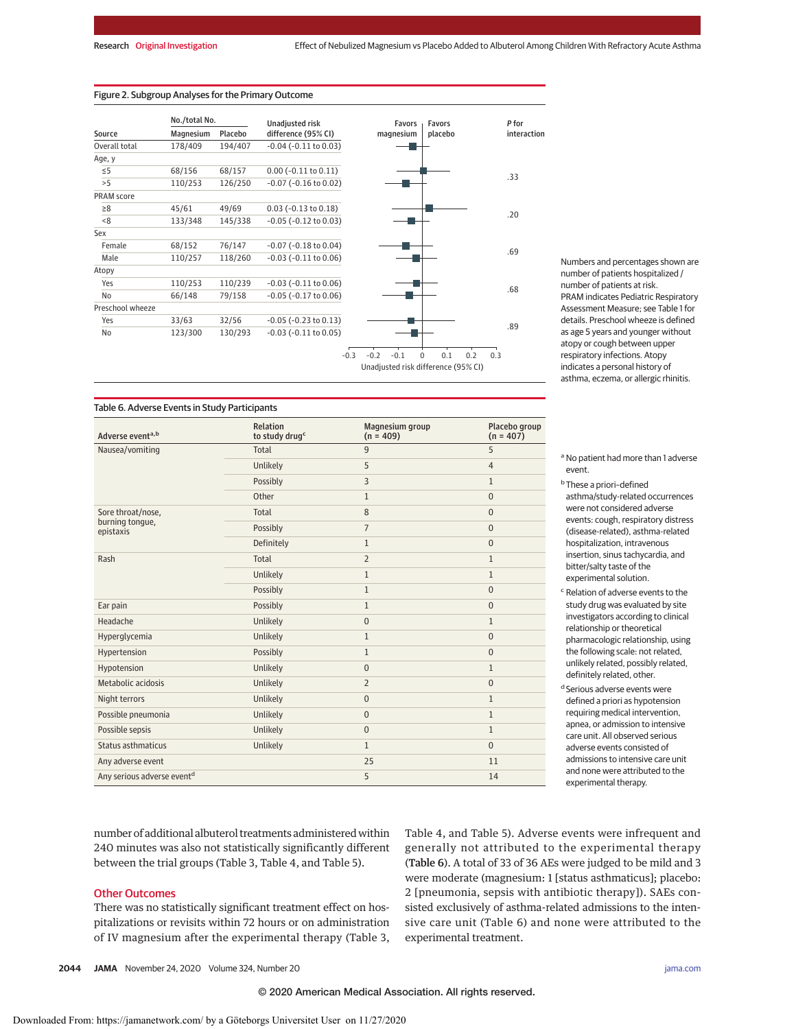## Figure 2. Subgroup Analyses for the Primary Outcome

| Source | Magnesium (No./total No.) | Placebo (No./total No.) | Unadjusted risk difference (95% CI) | P for interaction |
|---|---|---|---|---|
| Overall total | 178/409 | 194/407 | -0.04 (-0.11 to 0.03) | |
| Age, y | | | | |
| ≤5 | 68/156 | 68/157 | 0.00 (-0.11 to 0.11) | .33 |
| >5 | 110/253 | 126/250 | -0.07 (-0.16 to 0.02) | |
| PRAM score | | | | |
| ≥8 | 45/61 | 49/69 | 0.03 (-0.13 to 0.18) | .20 |
| <8 | 133/348 | 145/338 | -0.05 (-0.12 to 0.03) | |
| Sex | | | | |
| Female | 68/152 | 76/147 | -0.07 (-0.18 to 0.04) | .69 |
| Male | 110/257 | 118/260 | -0.03 (-0.11 to 0.06) | |
| Atopy | | | | |
| Yes | 110/253 | 110/239 | -0.03 (-0.11 to 0.06) | .68 |
| No | 66/148 | 79/158 | -0.05 (-0.17 to 0.06) | |
| Preschool wheeze | | | | |
| Yes | 33/63 | 32/56 | -0.05 (-0.23 to 0.13) | .89 |
| No | 123/300 | 130/293 | -0.03 (-0.11 to 0.05) | |

Favors magnesium | Favors placebo; x-axis: Unadjusted risk difference (95% CI), -0.3 to 0.3

Numbers and percentages shown are number of patients hospitalized / number of patients at risk. PRAM indicates Pediatric Respiratory Assessment Measure; see Table 1 for details. Preschool wheeze is defined as age 5 years and younger without atopy or cough between upper respiratory infections. Atopy indicates a personal history of asthma, eczema, or allergic rhinitis.

## Table 6. Adverse Events in Study Participants

| Adverse event[a,b] | Relation to study drug[c] | Magnesium group (n = 409) | Placebo group (n = 407) |
|---|---|---|---|
| Nausea/vomiting | Total | 9 | 5 |
| | Unlikely | 5 | 4 |
| | Possibly | 3 | 1 |
| | Other | 1 | 0 |
| Sore throat/nose, burning tongue, epistaxis | Total | 8 | 0 |
| | Possibly | 7 | 0 |
| | Definitely | 1 | 0 |
| Rash | Total | 2 | 1 |
| | Unlikely | 1 | 1 |
| | Possibly | 1 | 0 |
| Ear pain | Possibly | 1 | 0 |
| Headache | Unlikely | 0 | 1 |
| Hyperglycemia | Unlikely | 1 | 0 |
| Hypertension | Possibly | 1 | 0 |
| Hypotension | Unlikely | 0 | 1 |
| Metabolic acidosis | Unlikely | 2 | 0 |
| Night terrors | Unlikely | 0 | 1 |
| Possible pneumonia | Unlikely | 0 | 1 |
| Possible sepsis | Unlikely | 0 | 1 |
| Status asthmaticus | Unlikely | 1 | 0 |
| Any adverse event | | 25 | 11 |
| Any serious adverse event[d] | | 5 | 14 |

[a] No patient had more than 1 adverse event.

[b] These a priori–defined asthma/study-related occurrences were not considered adverse events: cough, respiratory distress (disease-related), asthma-related hospitalization, intravenous insertion, sinus tachycardia, and bitter/salty taste of the experimental solution.

[c] Relation of adverse events to the study drug was evaluated by site investigators according to clinical relationship or theoretical pharmacologic relationship, using the following scale: not related, unlikely related, possibly related, definitely related, other.

[d] Serious adverse events were defined a priori as hypotension requiring medical intervention, apnea, or admission to intensive care unit. All observed serious adverse events consisted of admissions to intensive care unit and none were attributed to the experimental therapy.

number of additional albuterol treatments administered within 240 minutes was also not statistically significantly different between the trial groups (Table 3, Table 4, and Table 5).

### Other Outcomes

There was no statistically significant treatment effect on hospitalizations or revisits within 72 hours or on administration of IV magnesium after the experimental therapy (Table 3, Table 4, and Table 5). Adverse events were infrequent and generally not attributed to the experimental therapy (**Table 6**). A total of 33 of 36 AEs were judged to be mild and 3 were moderate (magnesium: 1 [status asthmaticus]; placebo: 2 [pneumonia, sepsis with antibiotic therapy]). SAEs consisted exclusively of asthma-related admissions to the intensive care unit (Table 6) and none were attributed to the experimental treatment.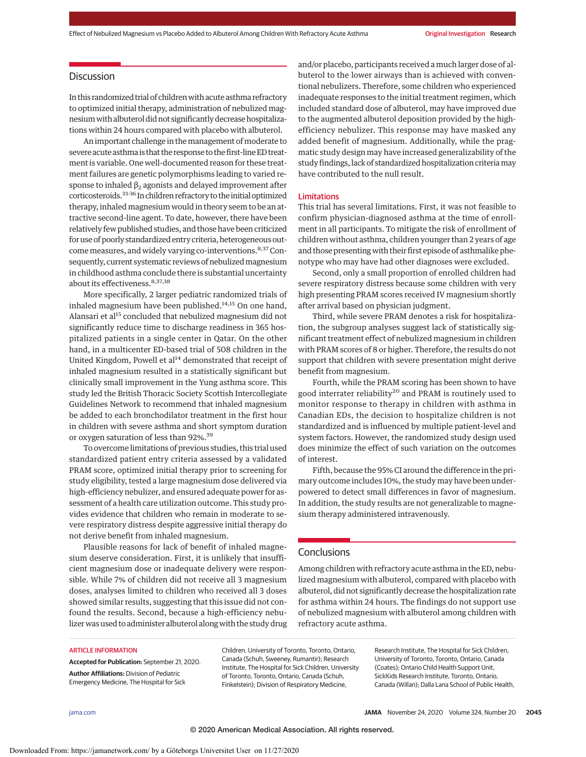## Discussion

In this randomized trial of children with acute asthma refractory to optimized initial therapy, administration of nebulized magnesium with albuterol did not significantly decrease hospitalizations within 24 hours compared with placebo with albuterol.

An important challenge in the management of moderate to severe acute asthma is that the response to the first-line ED treatment is variable. One well-documented reason for these treatment failures are genetic polymorphisms leading to varied response to inhaled $\beta_2$ agonists and delayed improvement after corticosteroids.[33-36] In children refractory to the initial optimized therapy, inhaled magnesium would in theory seem to be an attractive second-line agent. To date, however, there have been relatively few published studies, and those have been criticized for use of poorly standardized entry criteria, heterogeneous outcome measures, and widely varying co-interventions.[8,37] Consequently, current systematic reviews of nebulized magnesium in childhood asthma conclude there is substantial uncertainty about its effectiveness.[8,37,38]

More specifically, 2 larger pediatric randomized trials of inhaled magnesium have been published.[14,15] On one hand, Alansari et al[15] concluded that nebulized magnesium did not significantly reduce time to discharge readiness in 365 hospitalized patients in a single center in Qatar. On the other hand, in a multicenter ED-based trial of 508 children in the United Kingdom, Powell et al[14] demonstrated that receipt of inhaled magnesium resulted in a statistically significant but clinically small improvement in the Yung asthma score. This study led the British Thoracic Society Scottish Intercollegiate Guidelines Network to recommend that inhaled magnesium be added to each bronchodilator treatment in the first hour in children with severe asthma and short symptom duration or oxygen saturation of less than 92%.[39]

To overcome limitations of previous studies, this trial used standardized patient entry criteria assessed by a validated PRAM score, optimized initial therapy prior to screening for study eligibility, tested a large magnesium dose delivered via high-efficiency nebulizer, and ensured adequate power for assessment of a health care utilization outcome. This study provides evidence that children who remain in moderate to severe respiratory distress despite aggressive initial therapy do not derive benefit from inhaled magnesium.

Plausible reasons for lack of benefit of inhaled magnesium deserve consideration. First, it is unlikely that insufficient magnesium dose or inadequate delivery were responsible. While 7% of children did not receive all 3 magnesium doses, analyses limited to children who received all 3 doses showed similar results, suggesting that this issue did not confound the results. Second, because a high-efficiency nebulizer was used to administer albuterol along with the study drug and/or placebo, participants received a much larger dose of albuterol to the lower airways than is achieved with conventional nebulizers. Therefore, some children who experienced inadequate responses to the initial treatment regimen, which included standard dose of albuterol, may have improved due to the augmented albuterol deposition provided by the high-efficiency nebulizer. This response may have masked any added benefit of magnesium. Additionally, while the pragmatic study design may have increased generalizability of the study findings, lack of standardized hospitalization criteria may have contributed to the null result.

### Limitations

This trial has several limitations. First, it was not feasible to confirm physician-diagnosed asthma at the time of enrollment in all participants. To mitigate the risk of enrollment of children without asthma, children younger than 2 years of age and those presenting with their first episode of asthmalike phenotype who may have had other diagnoses were excluded.

Second, only a small proportion of enrolled children had severe respiratory distress because some children with very high presenting PRAM scores received IV magnesium shortly after arrival based on physician judgment.

Third, while severe PRAM denotes a risk for hospitalization, the subgroup analyses suggest lack of statistically significant treatment effect of nebulized magnesium in children with PRAM scores of 8 or higher. Therefore, the results do not support that children with severe presentation might derive benefit from magnesium.

Fourth, while the PRAM scoring has been shown to have good interrater reliability[20] and PRAM is routinely used to monitor response to therapy in children with asthma in Canadian EDs, the decision to hospitalize children is not standardized and is influenced by multiple patient-level and system factors. However, the randomized study design used does minimize the effect of such variation on the outcomes of interest.

Fifth, because the 95% CI around the difference in the primary outcome includes 10%, the study may have been underpowered to detect small differences in favor of magnesium. In addition, the study results are not generalizable to magnesium therapy administered intravenously.

## Conclusions

Among children with refractory acute asthma in the ED, nebulized magnesium with albuterol, compared with placebo with albuterol, did not significantly decrease the hospitalization rate for asthma within 24 hours. The findings do not support use of nebulized magnesium with albuterol among children with refractory acute asthma.

ARTICLE INFORMATION

**Accepted for Publication:** September 21, 2020.

**Author Affiliations:** Division of Pediatric Emergency Medicine, The Hospital for Sick Children, University of Toronto, Toronto, Ontario, Canada (Schuh, Sweeney, Rumantir); Research Institute, The Hospital for Sick Children, University of Toronto, Toronto, Ontario, Canada (Schuh, Finkelstein); Division of Respiratory Medicine, Research Institute, The Hospital for Sick Children, University of Toronto, Toronto, Ontario, Canada (Coates); Ontario Child Health Support Unit, SickKids Research Institute, Toronto, Ontario, Canada (Willan); Dalla Lana School of Public Health,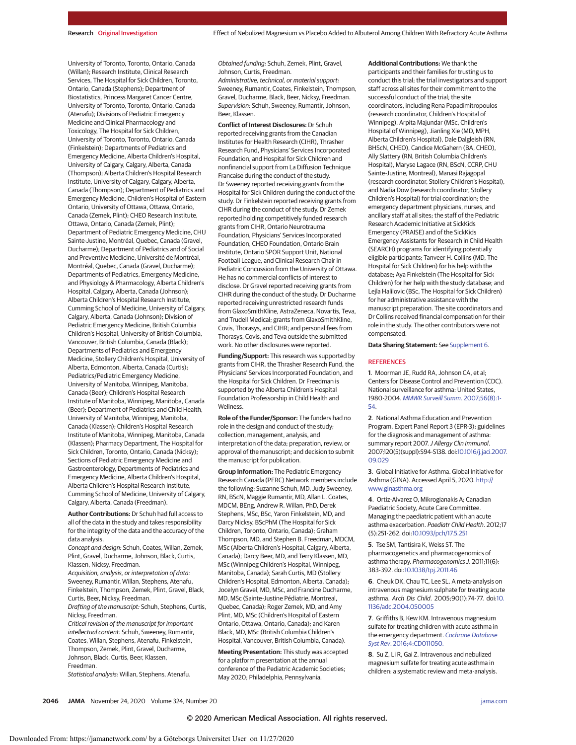University of Toronto, Toronto, Ontario, Canada (Willan); Research Institute, Clinical Research Services, The Hospital for Sick Children, Toronto, Ontario, Canada (Stephens); Department of Biostatistics, Princess Margaret Cancer Centre, University of Toronto, Toronto, Ontario, Canada (Atenafu); Divisions of Pediatric Emergency Medicine and Clinical Pharmacology and Toxicology, The Hospital for Sick Children, University of Toronto, Toronto, Ontario, Canada (Finkelstein); Departments of Pediatrics and Emergency Medicine, Alberta Children's Hospital, University of Calgary, Calgary, Alberta, Canada (Thompson); Alberta Children's Hospital Research Institute, University of Calgary, Calgary, Alberta, Canada (Thompson); Department of Pediatrics and Emergency Medicine, Children's Hospital of Eastern Ontario, University of Ottawa, Ottawa, Ontario, Canada (Zemek, Plint); CHEO Research Institute, Ottawa, Ontario, Canada (Zemek, Plint); Department of Pediatric Emergency Medicine, CHU Sainte-Justine, Montréal, Quebec, Canada (Gravel, Ducharme); Department of Pediatrics and of Social and Preventive Medicine, Université de Montréal, Montréal, Quebec, Canada (Gravel, Ducharme); Departments of Pediatrics, Emergency Medicine, and Physiology & Pharmacology, Alberta Children's Hospital, Calgary, Alberta, Canada (Johnson); Alberta Children's Hospital Research Institute, Cumming School of Medicine, University of Calgary, Calgary, Alberta, Canada (Johnson); Division of Pediatric Emergency Medicine, British Columbia Children's Hospital, University of British Columbia, Vancouver, British Columbia, Canada (Black); Departments of Pediatrics and Emergency Medicine, Stollery Children's Hospital, University of Alberta, Edmonton, Alberta, Canada (Curtis); Pediatrics/Pediatric Emergency Medicine, University of Manitoba, Winnipeg, Manitoba, Canada (Beer); Children's Hospital Research Institute of Manitoba, Winnipeg, Manitoba, Canada (Beer); Department of Pediatrics and Child Health, University of Manitoba, Winnipeg, Manitoba, Canada (Klassen); Children's Hospital Research Institute of Manitoba, Winnipeg, Manitoba, Canada (Klassen); Pharmacy Department, The Hospital for Sick Children, Toronto, Ontario, Canada (Nicksy); Sections of Pediatric Emergency Medicine and Gastroenterology, Departments of Pediatrics and Emergency Medicine, Alberta Children's Hospital, Alberta Children's Hospital Research Institute, Cumming School of Medicine, University of Calgary, Calgary, Alberta, Canada (Freedman).

**Author Contributions:** Dr Schuh had full access to all of the data in the study and takes responsibility for the integrity of the data and the accuracy of the data analysis.

*Concept and design:* Schuh, Coates, Willan, Zemek, Plint, Gravel, Ducharme, Johnson, Black, Curtis, Klassen, Nicksy, Freedman.

*Acquisition, analysis, or interpretation of data:* Sweeney, Rumantir, Willan, Stephens, Atenafu, Finkelstein, Thompson, Zemek, Plint, Gravel, Black, Curtis, Beer, Nicksy, Freedman.

*Drafting of the manuscript:* Schuh, Stephens, Curtis, Nicksy, Freedman.

*Critical revision of the manuscript for important intellectual content:* Schuh, Sweeney, Rumantir, Coates, Willan, Stephens, Atenafu, Finkelstein, Thompson, Zemek, Plint, Gravel, Ducharme, Johnson, Black, Curtis, Beer, Klassen, Freedman.

*Statistical analysis:* Willan, Stephens, Atenafu.

*Obtained funding:* Schuh, Zemek, Plint, Gravel, Johnson, Curtis, Freedman.

*Administrative, technical, or material support:* Sweeney, Rumantir, Coates, Finkelstein, Thompson, Gravel, Ducharme, Black, Beer, Nicksy, Freedman.

*Supervision:* Schuh, Sweeney, Rumantir, Johnson, Beer, Klassen.

**Conflict of Interest Disclosures:** Dr Schuh reported receiving grants from the Canadian Institutes for Health Research (CIHR), Thrasher Research Fund, Physicians' Services Incorporated Foundation, and Hospital for Sick Children and nonfinancial support from La Diffusion Technique Francaise during the conduct of the study. Dr Sweeney reported receiving grants from the Hospital for Sick Children during the conduct of the study. Dr Finkelstein reported receiving grants from CIHR during the conduct of the study. Dr Zemek reported holding competitively funded research grants from CIHR, Ontario Neurotrauma Foundation, Physicians' Services Incorporated Foundation, CHEO Foundation, Ontario Brain Institute, Ontario SPOR Support Unit, National Football League, and Clinical Research Chair in Pediatric Concussion from the University of Ottawa. He has no commercial conflicts of interest to disclose. Dr Gravel reported receiving grants from CIHR during the conduct of the study. Dr Ducharme reported receiving unrestricted research funds from GlaxoSmithKline, AstraZeneca, Novartis, Teva, and Trudell Medical; grants from GlaxoSmithKline, Covis, Thorasys, and CIHR; and personal fees from Thorasys, Covis, and Teva outside the submitted work. No other disclosures were reported.

**Funding/Support:** This research was supported by grants from CIHR, the Thrasher Research Fund, the Physicians' Services Incorporated Foundation, and the Hospital for Sick Children. Dr Freedman is supported by the Alberta Children's Hospital Foundation Professorship in Child Health and Wellness.

**Role of the Funder/Sponsor:** The funders had no role in the design and conduct of the study; collection, management, analysis, and interpretation of the data; preparation, review, or approval of the manuscript; and decision to submit the manuscript for publication.

**Group Information:** The Pediatric Emergency Research Canada (PERC) Network members include the following: Suzanne Schuh, MD, Judy Sweeney, RN, BScN, Maggie Rumantir, MD, Allan L. Coates, MDCM, BEng, Andrew R. Willan, PhD, Derek Stephens, MSc, BSc, Yaron Finkelstein, MD, and Darcy Nicksy, BScPhM (The Hospital for Sick Children, Toronto, Ontario, Canada); Graham Thompson, MD, and Stephen B. Freedman, MDCM, MSc (Alberta Children's Hospital, Calgary, Alberta, Canada); Darcy Beer, MD, and Terry Klassen, MD, MSc (Winnipeg Children's Hospital, Winnipeg, Manitoba, Canada); Sarah Curtis, MD (Stollery Children's Hospital, Edmonton, Alberta, Canada); Jocelyn Gravel, MD, MSc, and Francine Ducharme, MD, MSc (Sainte-Justine Pédiatrie, Montreal, Quebec, Canada); Roger Zemek, MD, and Amy Plint, MD, MSc (Children's Hospital of Eastern Ontario, Ottawa, Ontario, Canada); and Karen Black, MD, MSc (British Columbia Children's Hospital, Vancouver, British Columbia, Canada).

**Meeting Presentation:** This study was accepted for a platform presentation at the annual conference of the Pediatric Academic Societies; May 2020; Philadelphia, Pennsylvania.

**Additional Contributions:** We thank the participants and their families for trusting us to conduct this trial; the trial investigators and support staff across all sites for their commitment to the successful conduct of the trial; the site coordinators, including Rena Papadimitropoulos (research coordinator, Children's Hospital of Winnipeg), Arpita Majundar (MSc, Children's Hospital of Winnipeg), Jianling Xie (MD, MPH, Alberta Children's Hospital), Dale Dalgleish (RN, BHScN, CHEO), Candice McGahern (BA, CHEO), Ally Slattery (RN, British Columbia Children's Hospital), Maryse Lagace (RN, BScN, CCRP, CHU Sainte-Justine, Montreal), Manasi Rajagopal (research coordinator, Stollery Children's Hospital), and Nadia Dow (research coordinator, Stollery Children's Hospital) for trial coordination; the emergency department physicians, nurses, and ancillary staff at all sites; the staff of the Pediatric Research Academic Initiative at SickKids Emergency (PRAISE) and of the SickKids Emergency Assistants for Research in Child Health (SEARCH) programs for identifying potentially eligible participants; Tanveer H. Collins (MD, The Hospital for Sick Children) for his help with the database; Aya Finkelstein (The Hospital for Sick Children) for her help with the study database; and Lejla Halilovic (BSc, The Hospital for Sick Children) for her administrative assistance with the manuscript preparation. The site coordinators and Dr Collins received financial compensation for their role in the study. The other contributors were not compensated.

**Data Sharing Statement:** See Supplement 6.

## REFERENCES

1. Moorman JE, Rudd RA, Johnson CA, et al; Centers for Disease Control and Prevention (CDC). National surveillance for asthma: United States, 1980-2004. *MMWR Surveill Summ*. 2007;56(8):1-54.

2. National Asthma Education and Prevention Program. Expert Panel Report 3 (EPR-3): guidelines for the diagnosis and management of asthma: summary report 2007. *J Allergy Clin Immunol*. 2007;120(5)(suppl):S94-S138. doi:10.1016/j.jaci.2007.09.029

3. Global Initiative for Asthma. Global Initiative for Asthma (GINA). Accessed April 5, 2020. http://www.ginasthma.org

4. Ortiz-Alvarez O, Mikrogianakis A; Canadian Paediatric Society, Acute Care Committee. Managing the paediatric patient with an acute asthma exacerbation. *Paediatr Child Health*. 2012;17(5):251-262. doi:10.1093/pch/17.5.251

5. Tse SM, Tantisira K, Weiss ST. The pharmacogenetics and pharmacogenomics of asthma therapy. *Pharmacogenomics J*. 2011;11(6):383-392. doi:10.1038/tpj.2011.46

6. Cheuk DK, Chau TC, Lee SL. A meta-analysis on intravenous magnesium sulphate for treating acute asthma. *Arch Dis Child*. 2005;90(1):74-77. doi:10.1136/adc.2004.050005

7. Griffiths B, Kew KM. Intravenous magnesium sulfate for treating children with acute asthma in the emergency department. *Cochrane Database Syst Rev*. 2016;4:CD011050.

8. Su Z, Li R, Gai Z. Intravenous and nebulized magnesium sulfate for treating acute asthma in children: a systematic review and meta-analysis.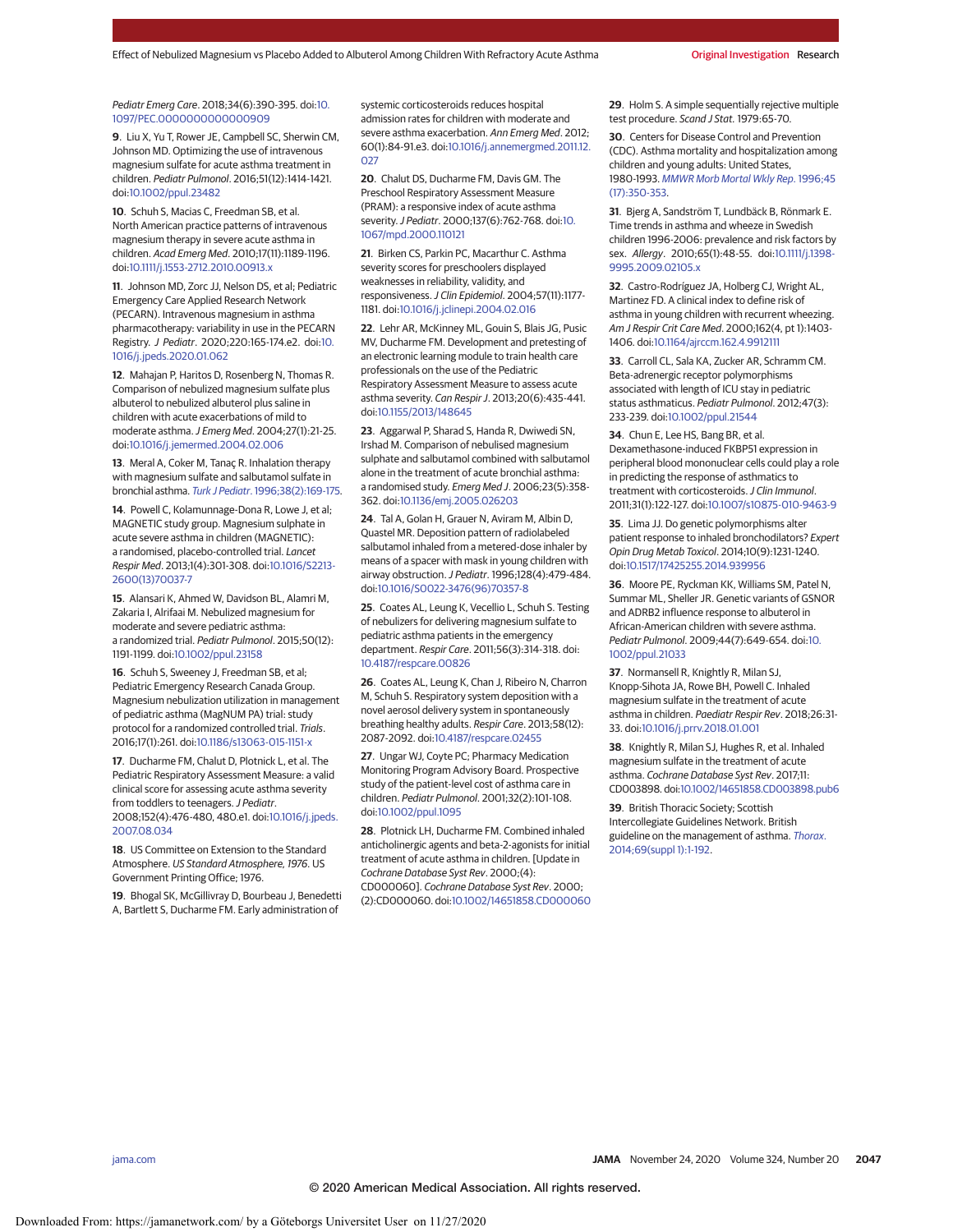*Pediatr Emerg Care*. 2018;34(6):390-395. doi:10.1097/PEC.0000000000000909

**9**. Liu X, Yu T, Rower JE, Campbell SC, Sherwin CM, Johnson MD. Optimizing the use of intravenous magnesium sulfate for acute asthma treatment in children. *Pediatr Pulmonol*. 2016;51(12):1414-1421. doi:10.1002/ppul.23482

**10**. Schuh S, Macias C, Freedman SB, et al. North American practice patterns of intravenous magnesium therapy in severe acute asthma in children. *Acad Emerg Med*. 2010;17(11):1189-1196. doi:10.1111/j.1553-2712.2010.00913.x

**11**. Johnson MD, Zorc JJ, Nelson DS, et al; Pediatric Emergency Care Applied Research Network (PECARN). Intravenous magnesium in asthma pharmacotherapy: variability in use in the PECARN Registry. *J Pediatr*. 2020;220:165-174.e2. doi:10.1016/j.jpeds.2020.01.062

**12**. Mahajan P, Haritos D, Rosenberg N, Thomas R. Comparison of nebulized magnesium sulfate plus albuterol to nebulized albuterol plus saline in children with acute exacerbations of mild to moderate asthma. *J Emerg Med*. 2004;27(1):21-25. doi:10.1016/j.jemermed.2004.02.006

**13**. Meral A, Coker M, Tanaç R. Inhalation therapy with magnesium sulfate and salbutamol sulfate in bronchial asthma. *Turk J Pediatr*. 1996;38(2):169-175.

**14**. Powell C, Kolamunnage-Dona R, Lowe J, et al; MAGNETIC study group. Magnesium sulphate in acute severe asthma in children (MAGNETIC): a randomised, placebo-controlled trial. *Lancet Respir Med*. 2013;1(4):301-308. doi:10.1016/S2213-2600(13)70037-7

**15**. Alansari K, Ahmed W, Davidson BL, Alamri M, Zakaria I, Alrifaai M. Nebulized magnesium for moderate and severe pediatric asthma: a randomized trial. *Pediatr Pulmonol*. 2015;50(12):1191-1199. doi:10.1002/ppul.23158

**16**. Schuh S, Sweeney J, Freedman SB, et al; Pediatric Emergency Research Canada Group. Magnesium nebulization utilization in management of pediatric asthma (MagNUM PA) trial: study protocol for a randomized controlled trial. *Trials*. 2016;17(1):261. doi:10.1186/s13063-015-1151-x

**17**. Ducharme FM, Chalut D, Plotnick L, et al. The Pediatric Respiratory Assessment Measure: a valid clinical score for assessing acute asthma severity from toddlers to teenagers. *J Pediatr*. 2008;152(4):476-480, 480.e1. doi:10.1016/j.jpeds.2007.08.034

**18**. US Committee on Extension to the Standard Atmosphere. *US Standard Atmosphere, 1976*. US Government Printing Office; 1976.

**19**. Bhogal SK, McGillivray D, Bourbeau J, Benedetti A, Bartlett S, Ducharme FM. Early administration of systemic corticosteroids reduces hospital admission rates for children with moderate and severe asthma exacerbation. *Ann Emerg Med*. 2012;60(1):84-91.e3. doi:10.1016/j.annemergmed.2011.12.027

**20**. Chalut DS, Ducharme FM, Davis GM. The Preschool Respiratory Assessment Measure (PRAM): a responsive index of acute asthma severity. *J Pediatr*. 2000;137(6):762-768. doi:10.1067/mpd.2000.110121

**21**. Birken CS, Parkin PC, Macarthur C. Asthma severity scores for preschoolers displayed weaknesses in reliability, validity, and responsiveness. *J Clin Epidemiol*. 2004;57(11):1177-1181. doi:10.1016/j.jclinepi.2004.02.016

**22**. Lehr AR, McKinney ML, Gouin S, Blais JG, Pusic MV, Ducharme FM. Development and pretesting of an electronic learning module to train health care professionals on the use of the Pediatric Respiratory Assessment Measure to assess acute asthma severity. *Can Respir J*. 2013;20(6):435-441. doi:10.1155/2013/148645

**23**. Aggarwal P, Sharad S, Handa R, Dwiwedi SN, Irshad M. Comparison of nebulised magnesium sulphate and salbutamol combined with salbutamol alone in the treatment of acute bronchial asthma: a randomised study. *Emerg Med J*. 2006;23(5):358-362. doi:10.1136/emj.2005.026203

**24**. Tal A, Golan H, Grauer N, Aviram M, Albin D, Quastel MR. Deposition pattern of radiolabeled salbutamol inhaled from a metered-dose inhaler by means of a spacer with mask in young children with airway obstruction. *J Pediatr*. 1996;128(4):479-484. doi:10.1016/S0022-3476(96)70357-8

**25**. Coates AL, Leung K, Vecellio L, Schuh S. Testing of nebulizers for delivering magnesium sulfate to pediatric asthma patients in the emergency department. *Respir Care*. 2011;56(3):314-318. doi:10.4187/respcare.00826

**26**. Coates AL, Leung K, Chan J, Ribeiro N, Charron M, Schuh S. Respiratory system deposition with a novel aerosol delivery system in spontaneously breathing healthy adults. *Respir Care*. 2013;58(12):2087-2092. doi:10.4187/respcare.02455

**27**. Ungar WJ, Coyte PC; Pharmacy Medication Monitoring Program Advisory Board. Prospective study of the patient-level cost of asthma care in children. *Pediatr Pulmonol*. 2001;32(2):101-108. doi:10.1002/ppul.1095

**28**. Plotnick LH, Ducharme FM. Combined inhaled anticholinergic agents and beta-2-agonists for initial treatment of acute asthma in children. [Update in *Cochrane Database Syst Rev*. 2000;(4):CD000060]. *Cochrane Database Syst Rev*. 2000;(2):CD000060. doi:10.1002/14651858.CD000060

**29**. Holm S. A simple sequentially rejective multiple test procedure. *Scand J Stat*. 1979:65-70.

**30**. Centers for Disease Control and Prevention (CDC). Asthma mortality and hospitalization among children and young adults: United States, 1980-1993. *MMWR Morb Mortal Wkly Rep*. 1996;45(17):350-353.

**31**. Bjerg A, Sandström T, Lundbäck B, Rönmark E. Time trends in asthma and wheeze in Swedish children 1996-2006: prevalence and risk factors by sex. *Allergy*. 2010;65(1):48-55. doi:10.1111/j.1398-9995.2009.02105.x

**32**. Castro-Rodríguez JA, Holberg CJ, Wright AL, Martinez FD. A clinical index to define risk of asthma in young children with recurrent wheezing. *Am J Respir Crit Care Med*. 2000;162(4, pt 1):1403-1406. doi:10.1164/ajrccm.162.4.9912111

**33**. Carroll CL, Sala KA, Zucker AR, Schramm CM. Beta-adrenergic receptor polymorphisms associated with length of ICU stay in pediatric status asthmaticus. *Pediatr Pulmonol*. 2012;47(3):233-239. doi:10.1002/ppul.21544

**34**. Chun E, Lee HS, Bang BR, et al. Dexamethasone-induced FKBP51 expression in peripheral blood mononuclear cells could play a role in predicting the response of asthmatics to treatment with corticosteroids. *J Clin Immunol*. 2011;31(1):122-127. doi:10.1007/s10875-010-9463-9

**35**. Lima JJ. Do genetic polymorphisms alter patient response to inhaled bronchodilators? *Expert Opin Drug Metab Toxicol*. 2014;10(9):1231-1240. doi:10.1517/17425255.2014.939956

**36**. Moore PE, Ryckman KK, Williams SM, Patel N, Summar ML, Sheller JR. Genetic variants of GSNOR and ADRB2 influence response to albuterol in African-American children with severe asthma. *Pediatr Pulmonol*. 2009;44(7):649-654. doi:10.1002/ppul.21033

**37**. Normansell R, Knightly R, Milan SJ, Knopp-Sihota JA, Rowe BH, Powell C. Inhaled magnesium sulfate in the treatment of acute asthma in children. *Paediatr Respir Rev*. 2018;26:31-33. doi:10.1016/j.prrv.2018.01.001

**38**. Knightly R, Milan SJ, Hughes R, et al. Inhaled magnesium sulfate in the treatment of acute asthma. *Cochrane Database Syst Rev*. 2017;11:CD003898. doi:10.1002/14651858.CD003898.pub6

**39**. British Thoracic Society; Scottish Intercollegiate Guidelines Network. British guideline on the management of asthma. *Thorax*. 2014;69(suppl 1):1-192.